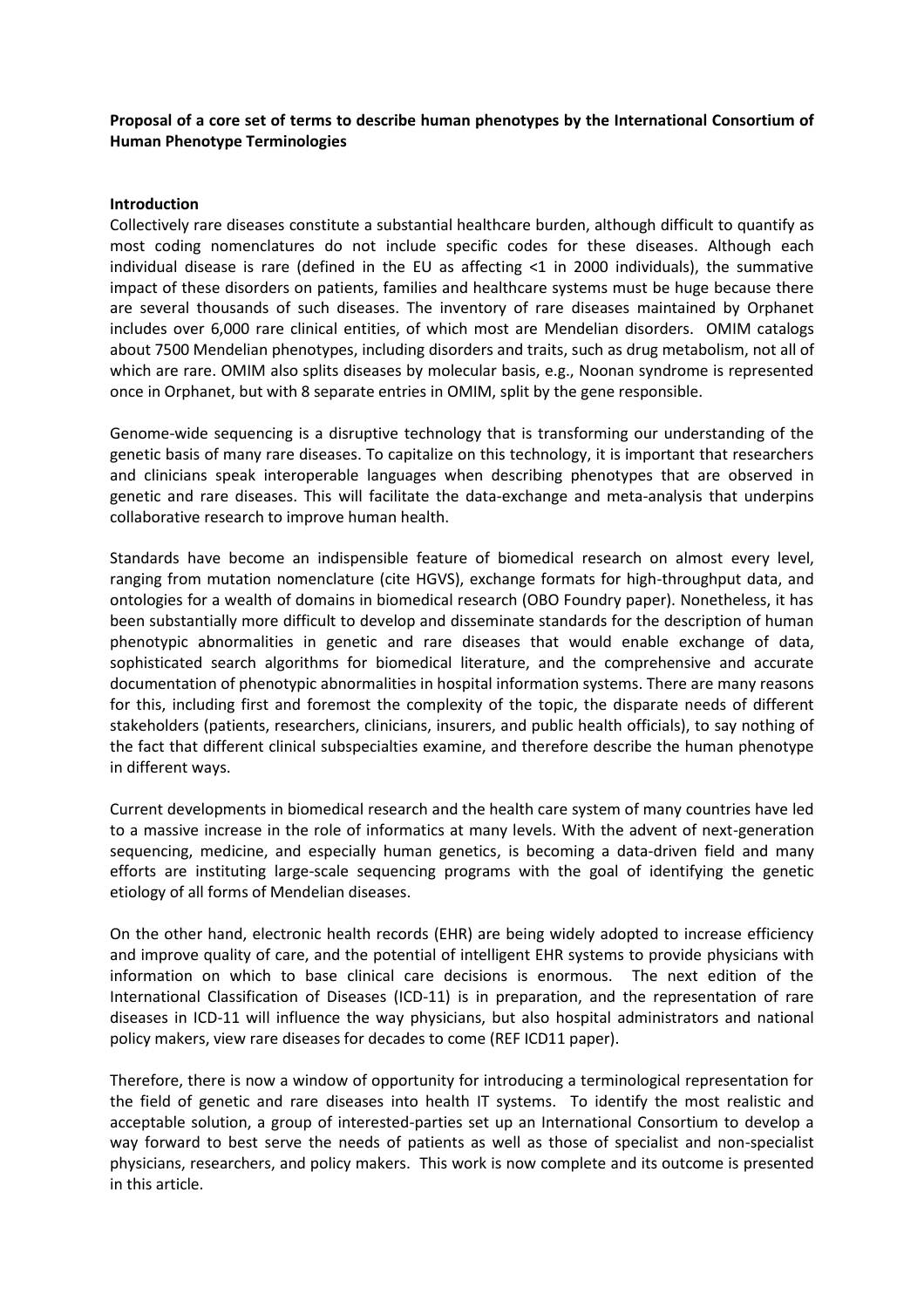**Proposal of a core set of terms to describe human phenotypes by the International Consortium of Human Phenotype Terminologies**

**Introduction**

Collectively rare diseases constitute a substantial healthcare burden, although difficult to quantify as most coding nomenclatures do not include specific codes for these diseases. Although each individual disease is rare (defined in the EU as affecting <1 in 2000 individuals), the summative impact of these disorders on patients, families and healthcare systems must be huge because there are several thousands of such diseases. The inventory of rare diseases maintained by Orphanet includes over 6,000 rare clinical entities, of which most are Mendelian disorders. OMIM catalogs about 7500 Mendelian phenotypes, including disorders and traits, such as drug metabolism, not all of which are rare. OMIM also splits diseases by molecular basis, e.g., Noonan syndrome is represented once in Orphanet, but with 8 separate entries in OMIM, split by the gene responsible.

Genome-wide sequencing is a disruptive technology that is transforming our understanding of the genetic basis of many rare diseases. To capitalize on this technology, it is important that researchers and clinicians speak interoperable languages when describing phenotypes that are observed in genetic and rare diseases. This will facilitate the data-exchange and meta-analysis that underpins collaborative research to improve human health.

Standards have become an indispensible feature of biomedical research on almost every level, ranging from mutation nomenclature (cite HGVS), exchange formats for high-throughput data, and ontologies for a wealth of domains in biomedical research (OBO Foundry paper). Nonetheless, it has been substantially more difficult to develop and disseminate standards for the description of human phenotypic abnormalities in genetic and rare diseases that would enable exchange of data, sophisticated search algorithms for biomedical literature, and the comprehensive and accurate documentation of phenotypic abnormalities in hospital information systems. There are many reasons for this, including first and foremost the complexity of the topic, the disparate needs of different stakeholders (patients, researchers, clinicians, insurers, and public health officials), to say nothing of the fact that different clinical subspecialties examine, and therefore describe the human phenotype in different ways.

Current developments in biomedical research and the health care system of many countries have led to a massive increase in the role of informatics at many levels. With the advent of next-generation sequencing, medicine, and especially human genetics, is becoming a data-driven field and many efforts are instituting large-scale sequencing programs with the goal of identifying the genetic etiology of all forms of Mendelian diseases.

On the other hand, electronic health records (EHR) are being widely adopted to increase efficiency and improve quality of care, and the potential of intelligent EHR systems to provide physicians with information on which to base clinical care decisions is enormous. The next edition of the International Classification of Diseases (ICD-11) is in preparation, and the representation of rare diseases in ICD-11 will influence the way physicians, but also hospital administrators and national policy makers, view rare diseases for decades to come (REF ICD11 paper).

Therefore, there is now a window of opportunity for introducing a terminological representation for the field of genetic and rare diseases into health IT systems. To identify the most realistic and acceptable solution, a group of interested-parties set up an International Consortium to develop a way forward to best serve the needs of patients as well as those of specialist and non-specialist physicians, researchers, and policy makers. This work is now complete and its outcome is presented in this article.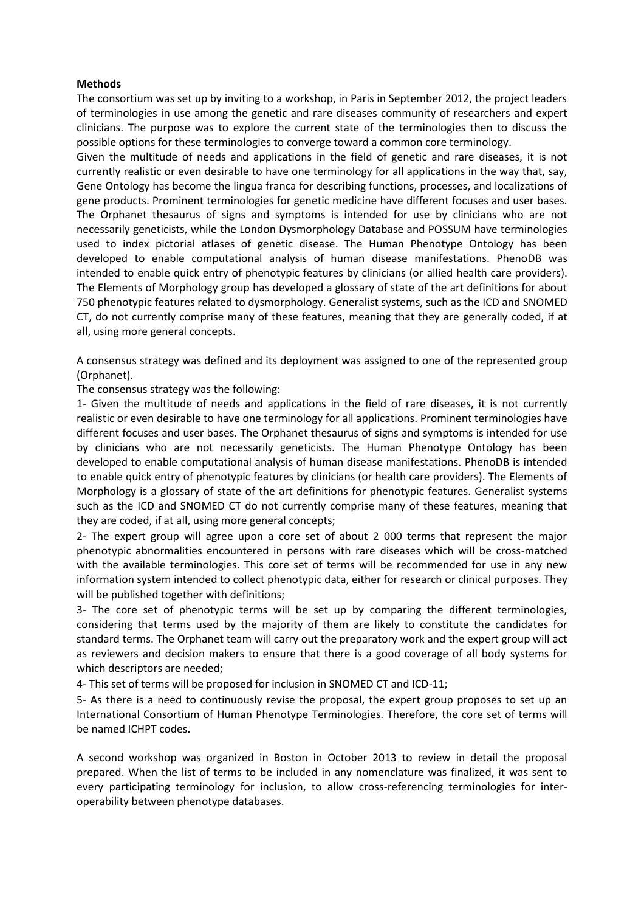**Methods**

The consortium was set up by inviting to a workshop, in Paris in September 2012, the project leaders of terminologies in use among the genetic and rare diseases community of researchers and expert clinicians. The purpose was to explore the current state of the terminologies then to discuss the possible options for these terminologies to converge toward a common core terminology.

Given the multitude of needs and applications in the field of genetic and rare diseases, it is not currently realistic or even desirable to have one terminology for all applications in the way that, say, Gene Ontology has become the lingua franca for describing functions, processes, and localizations of gene products. Prominent terminologies for genetic medicine have different focuses and user bases. The Orphanet thesaurus of signs and symptoms is intended for use by clinicians who are not necessarily geneticists, while the London Dysmorphology Database and POSSUM have terminologies used to index pictorial atlases of genetic disease. The Human Phenotype Ontology has been developed to enable computational analysis of human disease manifestations. PhenoDB was intended to enable quick entry of phenotypic features by clinicians (or allied health care providers). The Elements of Morphology group has developed a glossary of state of the art definitions for about 750 phenotypic features related to dysmorphology. Generalist systems, such as the ICD and SNOMED CT, do not currently comprise many of these features, meaning that they are generally coded, if at all, using more general concepts.

A consensus strategy was defined and its deployment was assigned to one of the represented group (Orphanet).

The consensus strategy was the following:

1- Given the multitude of needs and applications in the field of rare diseases, it is not currently realistic or even desirable to have one terminology for all applications. Prominent terminologies have different focuses and user bases. The Orphanet thesaurus of signs and symptoms is intended for use by clinicians who are not necessarily geneticists. The Human Phenotype Ontology has been developed to enable computational analysis of human disease manifestations. PhenoDB is intended to enable quick entry of phenotypic features by clinicians (or health care providers). The Elements of Morphology is a glossary of state of the art definitions for phenotypic features. Generalist systems such as the ICD and SNOMED CT do not currently comprise many of these features, meaning that they are coded, if at all, using more general concepts;

2- The expert group will agree upon a core set of about 2 000 terms that represent the major phenotypic abnormalities encountered in persons with rare diseases which will be cross-matched with the available terminologies. This core set of terms will be recommended for use in any new information system intended to collect phenotypic data, either for research or clinical purposes. They will be published together with definitions;

3- The core set of phenotypic terms will be set up by comparing the different terminologies, considering that terms used by the majority of them are likely to constitute the candidates for standard terms. The Orphanet team will carry out the preparatory work and the expert group will act as reviewers and decision makers to ensure that there is a good coverage of all body systems for which descriptors are needed;

4- This set of terms will be proposed for inclusion in SNOMED CT and ICD-11;

5- As there is a need to continuously revise the proposal, the expert group proposes to set up an International Consortium of Human Phenotype Terminologies. Therefore, the core set of terms will be named ICHPT codes.

A second workshop was organized in Boston in October 2013 to review in detail the proposal prepared. When the list of terms to be included in any nomenclature was finalized, it was sent to every participating terminology for inclusion, to allow cross-referencing terminologies for inter-operability between phenotype databases.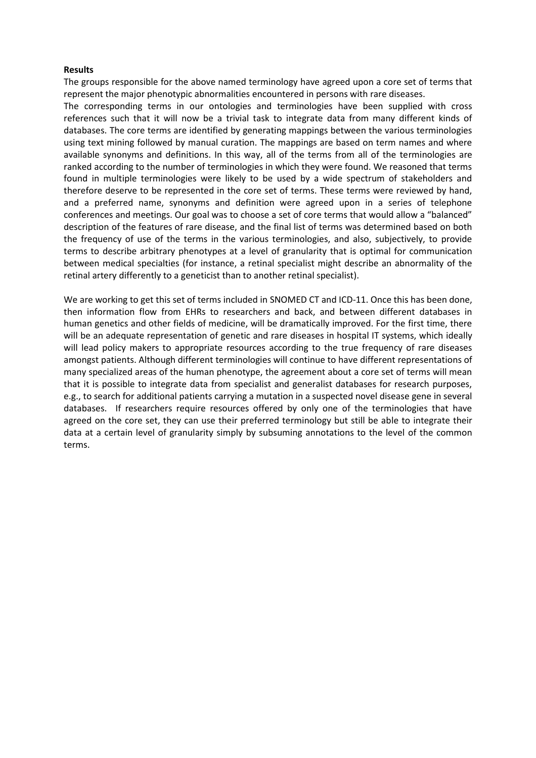**Results**

The groups responsible for the above named terminology have agreed upon a core set of terms that represent the major phenotypic abnormalities encountered in persons with rare diseases.

The corresponding terms in our ontologies and terminologies have been supplied with cross references such that it will now be a trivial task to integrate data from many different kinds of databases. The core terms are identified by generating mappings between the various terminologies using text mining followed by manual curation. The mappings are based on term names and where available synonyms and definitions. In this way, all of the terms from all of the terminologies are ranked according to the number of terminologies in which they were found. We reasoned that terms found in multiple terminologies were likely to be used by a wide spectrum of stakeholders and therefore deserve to be represented in the core set of terms. These terms were reviewed by hand, and a preferred name, synonyms and definition were agreed upon in a series of telephone conferences and meetings. Our goal was to choose a set of core terms that would allow a "balanced" description of the features of rare disease, and the final list of terms was determined based on both the frequency of use of the terms in the various terminologies, and also, subjectively, to provide terms to describe arbitrary phenotypes at a level of granularity that is optimal for communication between medical specialties (for instance, a retinal specialist might describe an abnormality of the retinal artery differently to a geneticist than to another retinal specialist).

We are working to get this set of terms included in SNOMED CT and ICD-11. Once this has been done, then information flow from EHRs to researchers and back, and between different databases in human genetics and other fields of medicine, will be dramatically improved. For the first time, there will be an adequate representation of genetic and rare diseases in hospital IT systems, which ideally will lead policy makers to appropriate resources according to the true frequency of rare diseases amongst patients. Although different terminologies will continue to have different representations of many specialized areas of the human phenotype, the agreement about a core set of terms will mean that it is possible to integrate data from specialist and generalist databases for research purposes, e.g., to search for additional patients carrying a mutation in a suspected novel disease gene in several databases. If researchers require resources offered by only one of the terminologies that have agreed on the core set, they can use their preferred terminology but still be able to integrate their data at a certain level of granularity simply by subsuming annotations to the level of the common terms.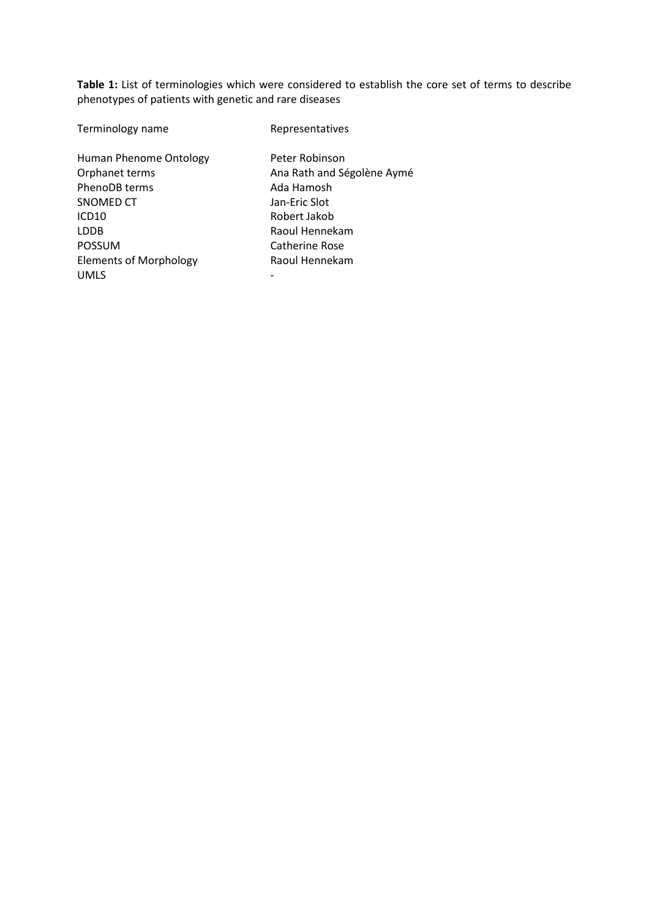**Table 1:** List of terminologies which were considered to establish the core set of terms to describe phenotypes of patients with genetic and rare diseases

| Terminology name | Representatives |
| --- | --- |
| Human Phenome Ontology | Peter Robinson |
| Orphanet terms | Ana Rath and Ségolène Aymé |
| PhenoDB terms | Ada Hamosh |
| SNOMED CT | Jan-Eric Slot |
| ICD10 | Robert Jakob |
| LDDB | Raoul Hennekam |
| POSSUM | Catherine Rose |
| Elements of Morphology | Raoul Hennekam |
| UMLS | - |